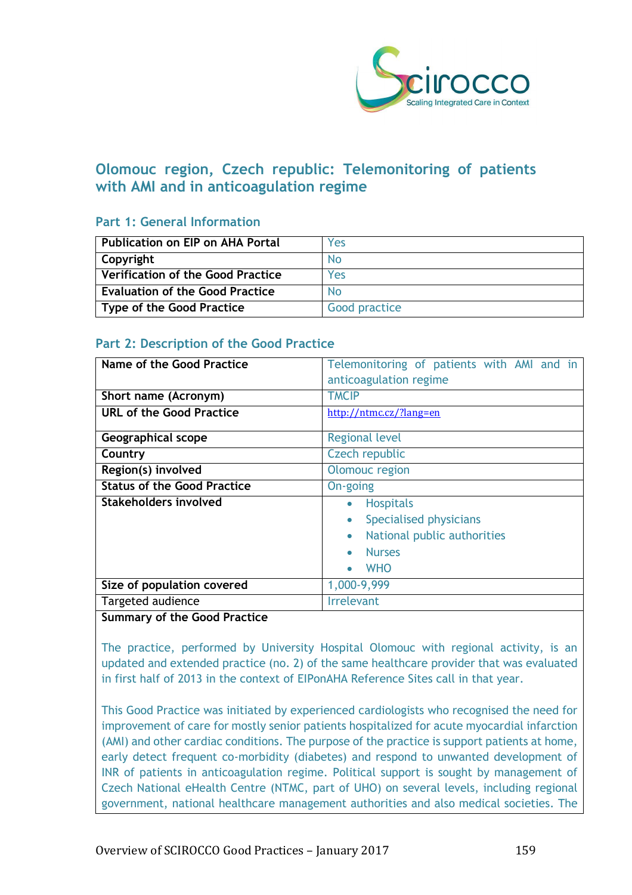## Olomouc region, Czech republic: Telemonitoring of patients with AMI and in anticoagulation regime

### Part 1: General Information

| | |
|---|---|
| **Publication on EIP on AHA Portal** | Yes |
| **Copyright** | No |
| **Verification of the Good Practice** | Yes |
| **Evaluation of the Good Practice** | No |
| **Type of the Good Practice** | Good practice |

### Part 2: Description of the Good Practice

| | |
|---|---|
| **Name of the Good Practice** | Telemonitoring of patients with AMI and in anticoagulation regime |
| **Short name (Acronym)** | TMCIP |
| **URL of the Good Practice** | http://ntmc.cz/?lang=en |
| **Geographical scope** | Regional level |
| **Country** | Czech republic |
| **Region(s) involved** | Olomouc region |
| **Status of the Good Practice** | On-going |
| **Stakeholders involved** | • Hospitals<br>• Specialised physicians<br>• National public authorities<br>• Nurses<br>• WHO |
| **Size of population covered** | 1,000-9,999 |
| Targeted audience | Irrelevant |

**Summary of the Good Practice**

The practice, performed by University Hospital Olomouc with regional activity, is an updated and extended practice (no. 2) of the same healthcare provider that was evaluated in first half of 2013 in the context of EIPonAHA Reference Sites call in that year.

This Good Practice was initiated by experienced cardiologists who recognised the need for improvement of care for mostly senior patients hospitalized for acute myocardial infarction (AMI) and other cardiac conditions. The purpose of the practice is support patients at home, early detect frequent co-morbidity (diabetes) and respond to unwanted development of INR of patients in anticoagulation regime. Political support is sought by management of Czech National eHealth Centre (NTMC, part of UHO) on several levels, including regional government, national healthcare management authorities and also medical societies. The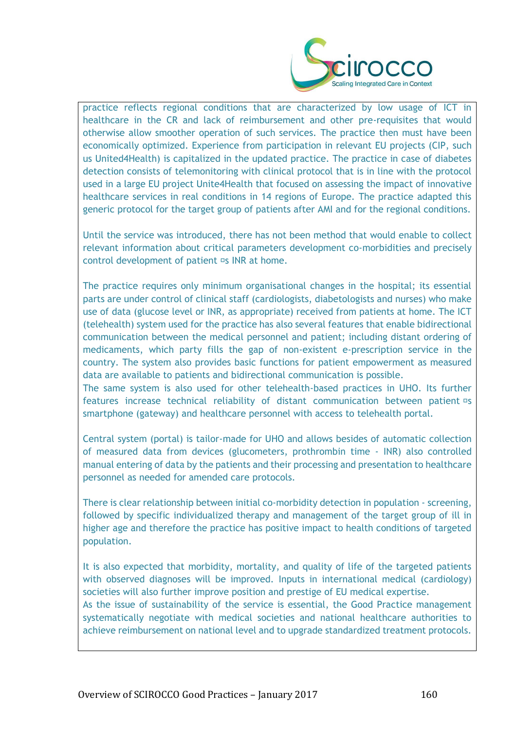practice reflects regional conditions that are characterized by low usage of ICT in healthcare in the CR and lack of reimbursement and other pre-requisites that would otherwise allow smoother operation of such services. The practice then must have been economically optimized. Experience from participation in relevant EU projects (CIP, such us United4Health) is capitalized in the updated practice. The practice in case of diabetes detection consists of telemonitoring with clinical protocol that is in line with the protocol used in a large EU project Unite4Health that focused on assessing the impact of innovative healthcare services in real conditions in 14 regions of Europe. The practice adapted this generic protocol for the target group of patients after AMI and for the regional conditions.

Until the service was introduced, there has not been method that would enable to collect relevant information about critical parameters development co-morbidities and precisely control development of patient ¤s INR at home.

The practice requires only minimum organisational changes in the hospital; its essential parts are under control of clinical staff (cardiologists, diabetologists and nurses) who make use of data (glucose level or INR, as appropriate) received from patients at home. The ICT (telehealth) system used for the practice has also several features that enable bidirectional communication between the medical personnel and patient; including distant ordering of medicaments, which party fills the gap of non-existent e-prescription service in the country. The system also provides basic functions for patient empowerment as measured data are available to patients and bidirectional communication is possible.
The same system is also used for other telehealth-based practices in UHO. Its further features increase technical reliability of distant communication between patient ¤s smartphone (gateway) and healthcare personnel with access to telehealth portal.

Central system (portal) is tailor-made for UHO and allows besides of automatic collection of measured data from devices (glucometers, prothrombin time - INR) also controlled manual entering of data by the patients and their processing and presentation to healthcare personnel as needed for amended care protocols.

There is clear relationship between initial co-morbidity detection in population - screening, followed by specific individualized therapy and management of the target group of ill in higher age and therefore the practice has positive impact to health conditions of targeted population.

It is also expected that morbidity, mortality, and quality of life of the targeted patients with observed diagnoses will be improved. Inputs in international medical (cardiology) societies will also further improve position and prestige of EU medical expertise.
As the issue of sustainability of the service is essential, the Good Practice management systematically negotiate with medical societies and national healthcare authorities to achieve reimbursement on national level and to upgrade standardized treatment protocols.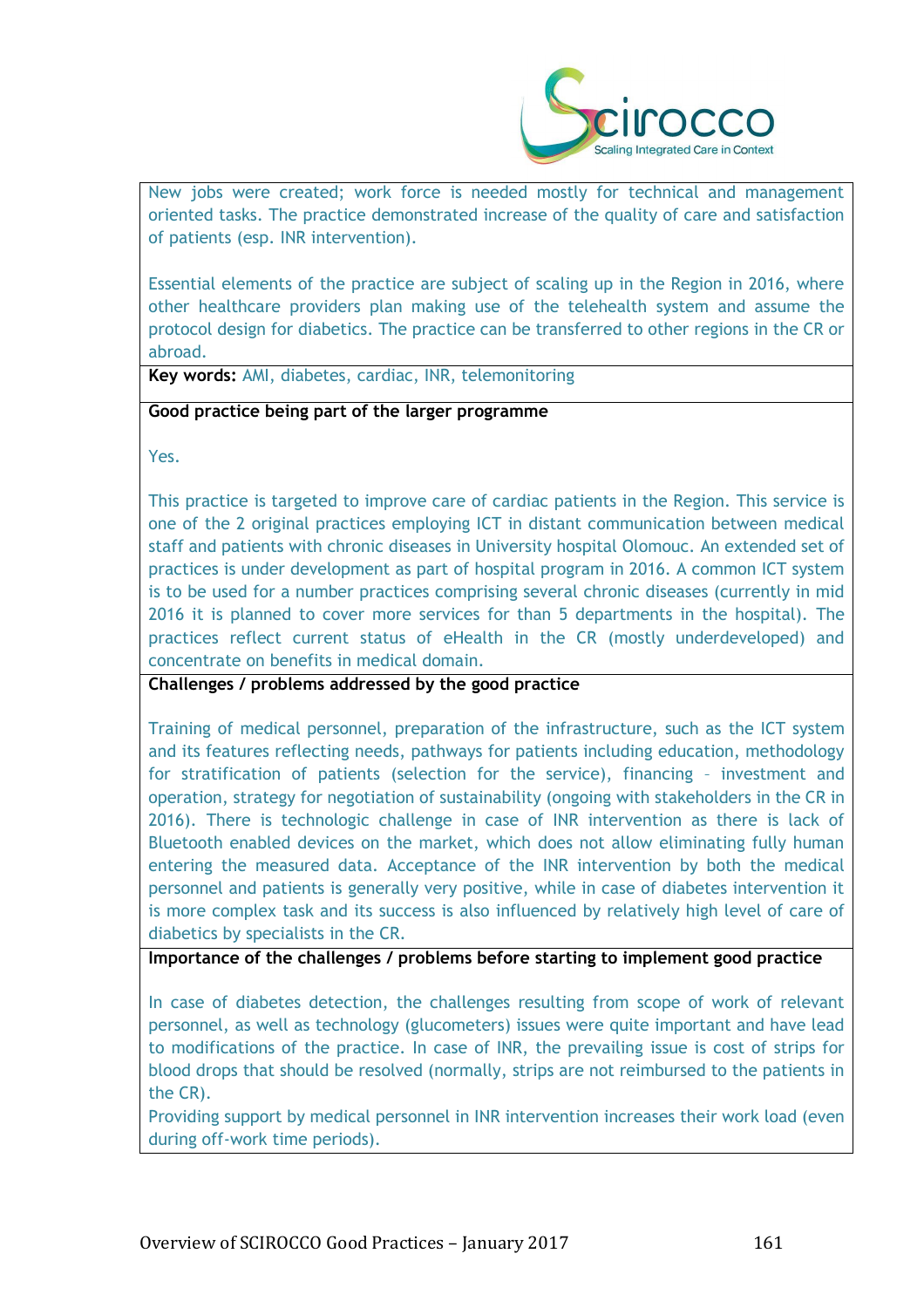New jobs were created; work force is needed mostly for technical and management oriented tasks. The practice demonstrated increase of the quality of care and satisfaction of patients (esp. INR intervention).

Essential elements of the practice are subject of scaling up in the Region in 2016, where other healthcare providers plan making use of the telehealth system and assume the protocol design for diabetics. The practice can be transferred to other regions in the CR or abroad.

**Key words:** AMI, diabetes, cardiac, INR, telemonitoring

**Good practice being part of the larger programme**

Yes.

This practice is targeted to improve care of cardiac patients in the Region. This service is one of the 2 original practices employing ICT in distant communication between medical staff and patients with chronic diseases in University hospital Olomouc. An extended set of practices is under development as part of hospital program in 2016. A common ICT system is to be used for a number practices comprising several chronic diseases (currently in mid 2016 it is planned to cover more services for than 5 departments in the hospital). The practices reflect current status of eHealth in the CR (mostly underdeveloped) and concentrate on benefits in medical domain.

**Challenges / problems addressed by the good practice**

Training of medical personnel, preparation of the infrastructure, such as the ICT system and its features reflecting needs, pathways for patients including education, methodology for stratification of patients (selection for the service), financing – investment and operation, strategy for negotiation of sustainability (ongoing with stakeholders in the CR in 2016). There is technologic challenge in case of INR intervention as there is lack of Bluetooth enabled devices on the market, which does not allow eliminating fully human entering the measured data. Acceptance of the INR intervention by both the medical personnel and patients is generally very positive, while in case of diabetes intervention it is more complex task and its success is also influenced by relatively high level of care of diabetics by specialists in the CR.

**Importance of the challenges / problems before starting to implement good practice**

In case of diabetes detection, the challenges resulting from scope of work of relevant personnel, as well as technology (glucometers) issues were quite important and have lead to modifications of the practice. In case of INR, the prevailing issue is cost of strips for blood drops that should be resolved (normally, strips are not reimbursed to the patients in the CR).

Providing support by medical personnel in INR intervention increases their work load (even during off-work time periods).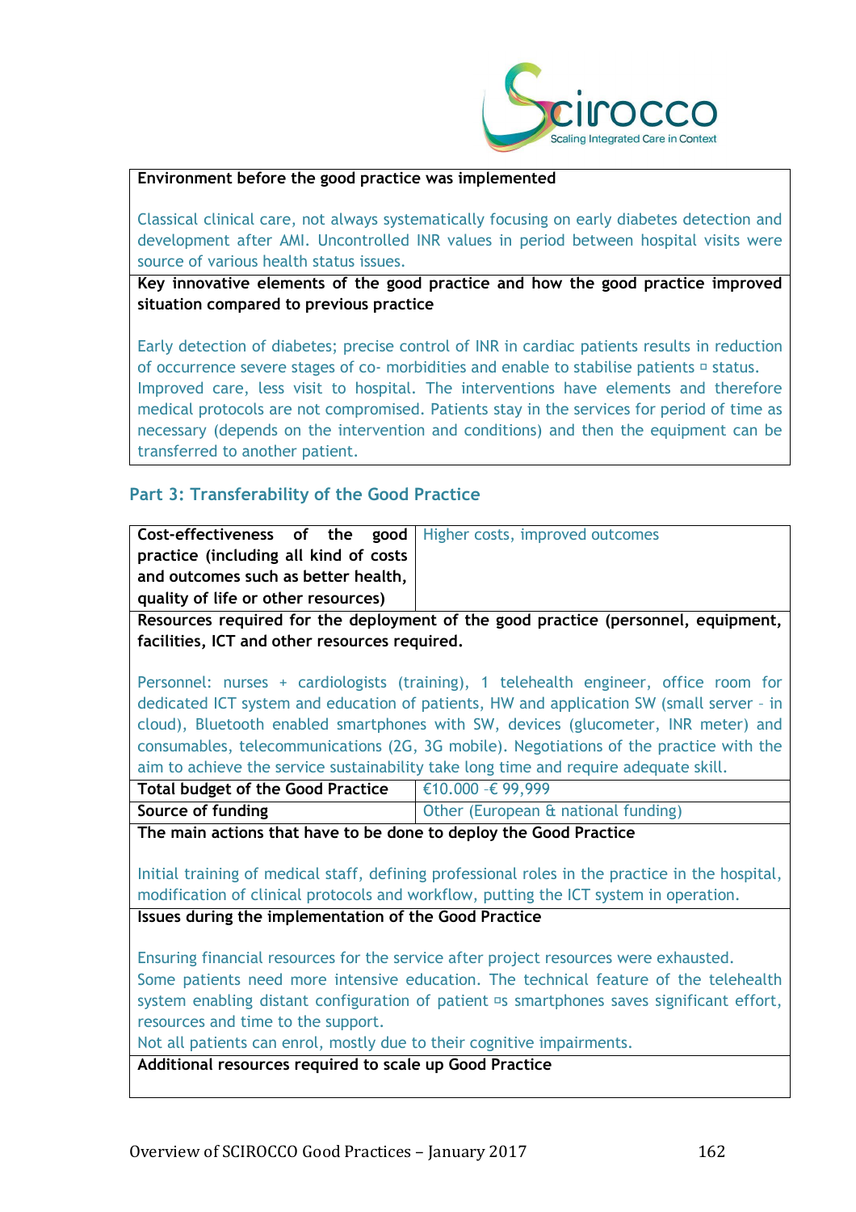| Environment before the good practice was implemented |
| --- |
| Classical clinical care, not always systematically focusing on early diabetes detection and development after AMI. Uncontrolled INR values in period between hospital visits were source of various health status issues. |
| **Key innovative elements of the good practice and how the good practice improved situation compared to previous practice** |
| Early detection of diabetes; precise control of INR in cardiac patients results in reduction of occurrence severe stages of co- morbidities and enable to stabilise patients ¤ status. Improved care, less visit to hospital. The interventions have elements and therefore medical protocols are not compromised. Patients stay in the services for period of time as necessary (depends on the intervention and conditions) and then the equipment can be transferred to another patient. |

## Part 3: Transferability of the Good Practice

| Cost-effectiveness of the good practice (including all kind of costs and outcomes such as better health, quality of life or other resources) | Higher costs, improved outcomes |
| --- | --- |
| **Resources required for the deployment of the good practice (personnel, equipment, facilities, ICT and other resources required.** | |
| Personnel: nurses + cardiologists (training), 1 telehealth engineer, office room for dedicated ICT system and education of patients, HW and application SW (small server – in cloud), Bluetooth enabled smartphones with SW, devices (glucometer, INR meter) and consumables, telecommunications (2G, 3G mobile). Negotiations of the practice with the aim to achieve the service sustainability take long time and require adequate skill. | |
| **Total budget of the Good Practice** | €10.000 -€ 99,999 |
| **Source of funding** | Other (European & national funding) |
| **The main actions that have to be done to deploy the Good Practice** | |
| Initial training of medical staff, defining professional roles in the practice in the hospital, modification of clinical protocols and workflow, putting the ICT system in operation. | |
| **Issues during the implementation of the Good Practice** | |
| Ensuring financial resources for the service after project resources were exhausted. Some patients need more intensive education. The technical feature of the telehealth system enabling distant configuration of patient ¤s smartphones saves significant effort, resources and time to the support. Not all patients can enrol, mostly due to their cognitive impairments. | |
| **Additional resources required to scale up Good Practice** | |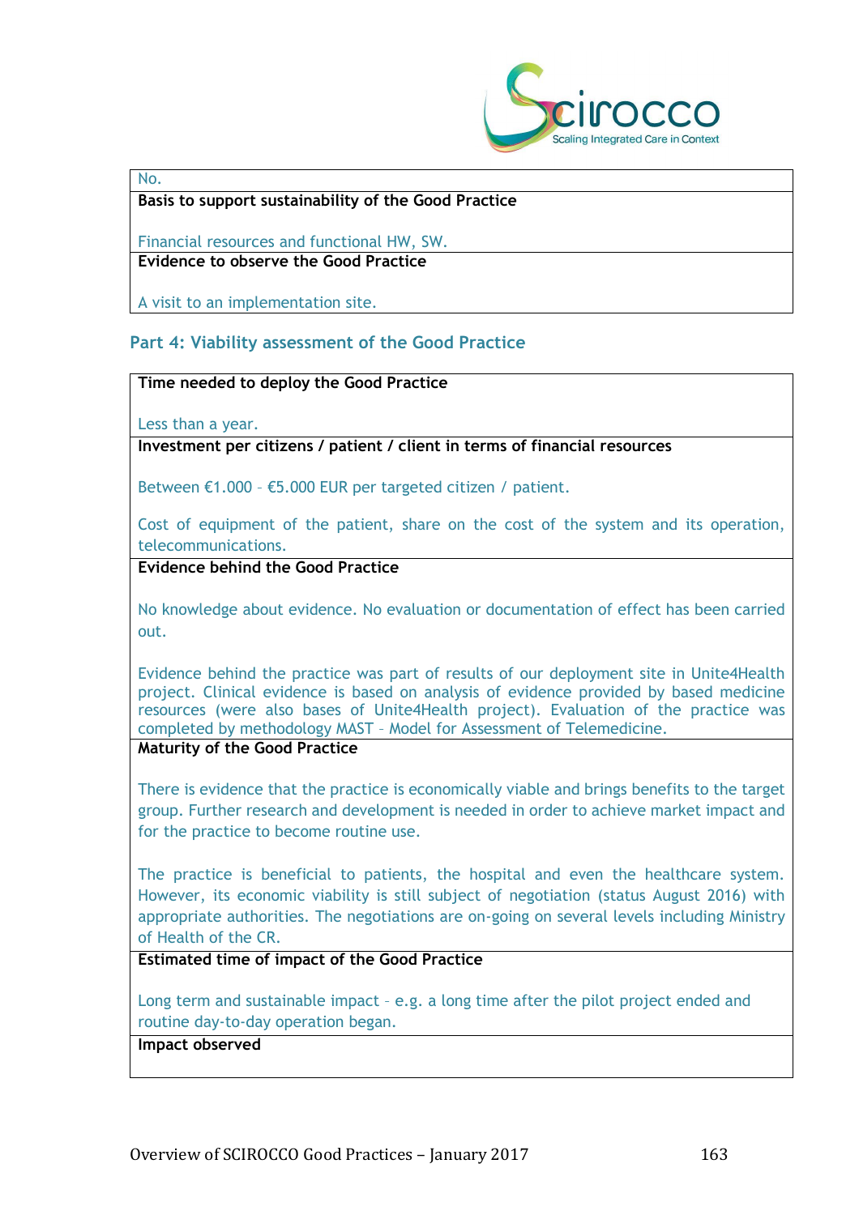No.

**Basis to support sustainability of the Good Practice**

Financial resources and functional HW, SW.

**Evidence to observe the Good Practice**

A visit to an implementation site.

## Part 4: Viability assessment of the Good Practice

**Time needed to deploy the Good Practice**

Less than a year.

**Investment per citizens / patient / client in terms of financial resources**

Between €1.000 – €5.000 EUR per targeted citizen / patient.

Cost of equipment of the patient, share on the cost of the system and its operation, telecommunications.

**Evidence behind the Good Practice**

No knowledge about evidence. No evaluation or documentation of effect has been carried out.

Evidence behind the practice was part of results of our deployment site in Unite4Health project. Clinical evidence is based on analysis of evidence provided by based medicine resources (were also bases of Unite4Health project). Evaluation of the practice was completed by methodology MAST – Model for Assessment of Telemedicine.

**Maturity of the Good Practice**

There is evidence that the practice is economically viable and brings benefits to the target group. Further research and development is needed in order to achieve market impact and for the practice to become routine use.

The practice is beneficial to patients, the hospital and even the healthcare system. However, its economic viability is still subject of negotiation (status August 2016) with appropriate authorities. The negotiations are on-going on several levels including Ministry of Health of the CR.

**Estimated time of impact of the Good Practice**

Long term and sustainable impact – e.g. a long time after the pilot project ended and routine day-to-day operation began.

**Impact observed**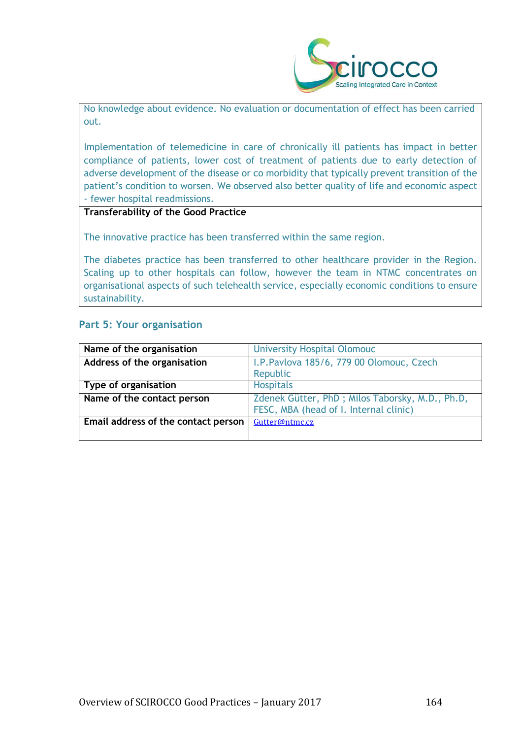No knowledge about evidence. No evaluation or documentation of effect has been carried out.

Implementation of telemedicine in care of chronically ill patients has impact in better compliance of patients, lower cost of treatment of patients due to early detection of adverse development of the disease or co morbidity that typically prevent transition of the patient's condition to worsen. We observed also better quality of life and economic aspect - fewer hospital readmissions.

**Transferability of the Good Practice**

The innovative practice has been transferred within the same region.

The diabetes practice has been transferred to other healthcare provider in the Region. Scaling up to other hospitals can follow, however the team in NTMC concentrates on organisational aspects of such telehealth service, especially economic conditions to ensure sustainability.

## Part 5: Your organisation

| | |
|---|---|
| **Name of the organisation** | University Hospital Olomouc |
| **Address of the organisation** | I.P.Pavlova 185/6, 779 00 Olomouc, Czech Republic |
| **Type of organisation** | Hospitals |
| **Name of the contact person** | Zdenek Gütter, PhD ; Milos Taborsky, M.D., Ph.D, FESC, MBA (head of I. Internal clinic) |
| **Email address of the contact person** | Gutter@ntmc.cz |